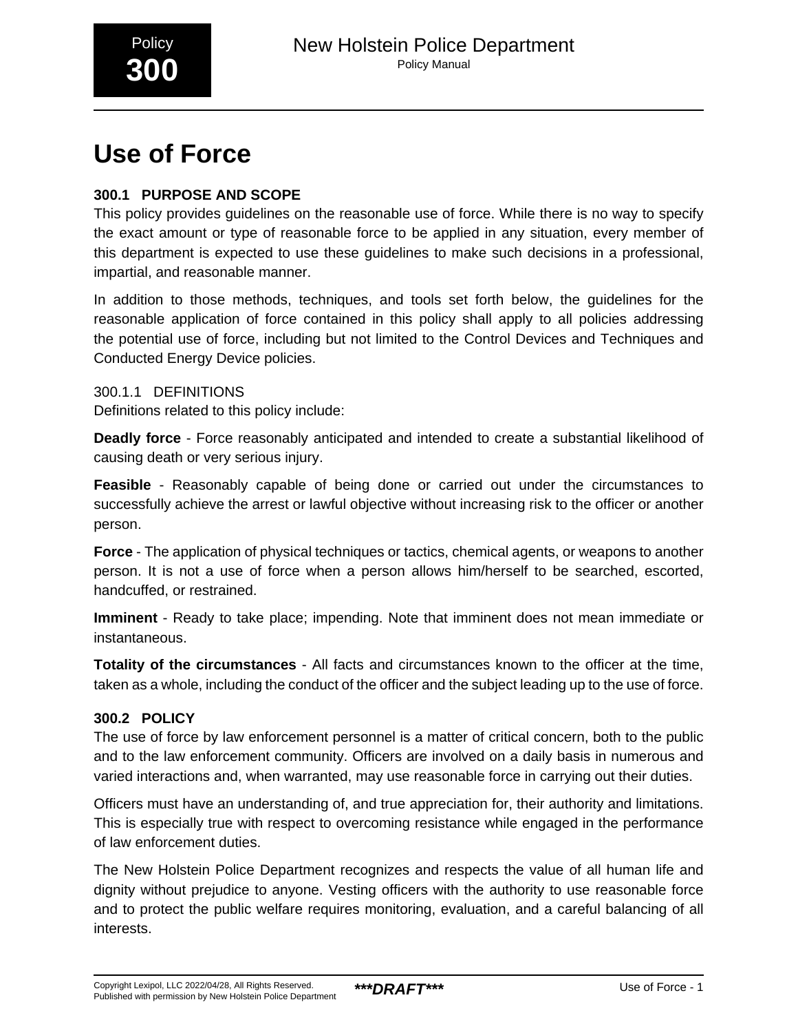# Use of Force

## 300.1 PURPOSE AND SCOPE

This policy provides guidelines on the reasonable use of force. While there is no way to specify the exact amount or type of reasonable force to be applied in any situation, every member of this department is expected to use these guidelines to make such decisions in a professional, impartial, and reasonable manner.

In addition to those methods, techniques, and tools set forth below, the guidelines for the reasonable application of force contained in this policy shall apply to all policies addressing the potential use of force, including but not limited to the Control Devices and Techniques and Conducted Energy Device policies.

### 300.1.1 DEFINITIONS

Definitions related to this policy include:

**Deadly force** - Force reasonably anticipated and intended to create a substantial likelihood of causing death or very serious injury.

**Feasible** - Reasonably capable of being done or carried out under the circumstances to successfully achieve the arrest or lawful objective without increasing risk to the officer or another person.

**Force** - The application of physical techniques or tactics, chemical agents, or weapons to another person. It is not a use of force when a person allows him/herself to be searched, escorted, handcuffed, or restrained.

**Imminent** - Ready to take place; impending. Note that imminent does not mean immediate or instantaneous.

**Totality of the circumstances** - All facts and circumstances known to the officer at the time, taken as a whole, including the conduct of the officer and the subject leading up to the use of force.

## 300.2 POLICY

The use of force by law enforcement personnel is a matter of critical concern, both to the public and to the law enforcement community. Officers are involved on a daily basis in numerous and varied interactions and, when warranted, may use reasonable force in carrying out their duties.

Officers must have an understanding of, and true appreciation for, their authority and limitations. This is especially true with respect to overcoming resistance while engaged in the performance of law enforcement duties.

The New Holstein Police Department recognizes and respects the value of all human life and dignity without prejudice to anyone. Vesting officers with the authority to use reasonable force and to protect the public welfare requires monitoring, evaluation, and a careful balancing of all interests.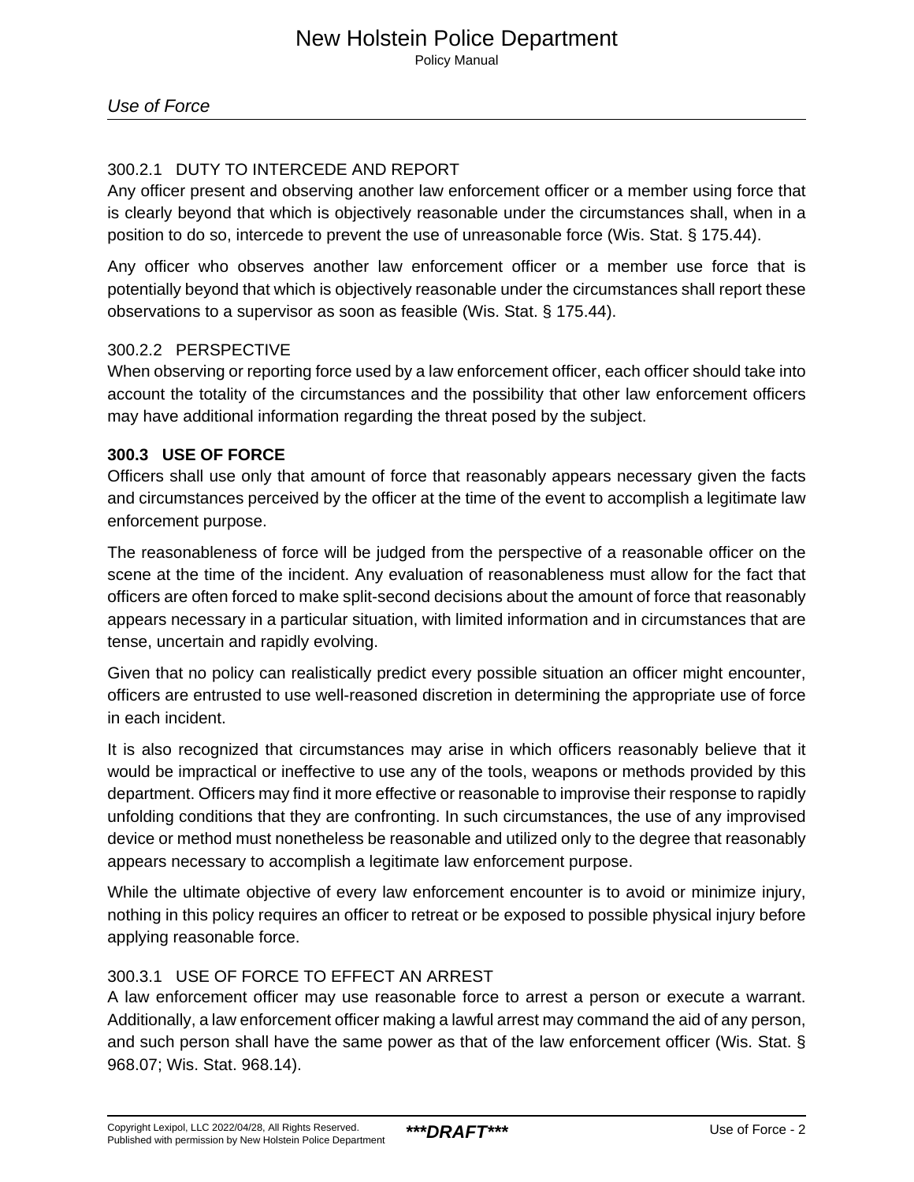### 300.2.1 DUTY TO INTERCEDE AND REPORT

Any officer present and observing another law enforcement officer or a member using force that is clearly beyond that which is objectively reasonable under the circumstances shall, when in a position to do so, intercede to prevent the use of unreasonable force (Wis. Stat. § 175.44).

Any officer who observes another law enforcement officer or a member use force that is potentially beyond that which is objectively reasonable under the circumstances shall report these observations to a supervisor as soon as feasible (Wis. Stat. § 175.44).

### 300.2.2 PERSPECTIVE

When observing or reporting force used by a law enforcement officer, each officer should take into account the totality of the circumstances and the possibility that other law enforcement officers may have additional information regarding the threat posed by the subject.

## 300.3 USE OF FORCE

Officers shall use only that amount of force that reasonably appears necessary given the facts and circumstances perceived by the officer at the time of the event to accomplish a legitimate law enforcement purpose.

The reasonableness of force will be judged from the perspective of a reasonable officer on the scene at the time of the incident. Any evaluation of reasonableness must allow for the fact that officers are often forced to make split-second decisions about the amount of force that reasonably appears necessary in a particular situation, with limited information and in circumstances that are tense, uncertain and rapidly evolving.

Given that no policy can realistically predict every possible situation an officer might encounter, officers are entrusted to use well-reasoned discretion in determining the appropriate use of force in each incident.

It is also recognized that circumstances may arise in which officers reasonably believe that it would be impractical or ineffective to use any of the tools, weapons or methods provided by this department. Officers may find it more effective or reasonable to improvise their response to rapidly unfolding conditions that they are confronting. In such circumstances, the use of any improvised device or method must nonetheless be reasonable and utilized only to the degree that reasonably appears necessary to accomplish a legitimate law enforcement purpose.

While the ultimate objective of every law enforcement encounter is to avoid or minimize injury, nothing in this policy requires an officer to retreat or be exposed to possible physical injury before applying reasonable force.

### 300.3.1 USE OF FORCE TO EFFECT AN ARREST

A law enforcement officer may use reasonable force to arrest a person or execute a warrant. Additionally, a law enforcement officer making a lawful arrest may command the aid of any person, and such person shall have the same power as that of the law enforcement officer (Wis. Stat. § 968.07; Wis. Stat. 968.14).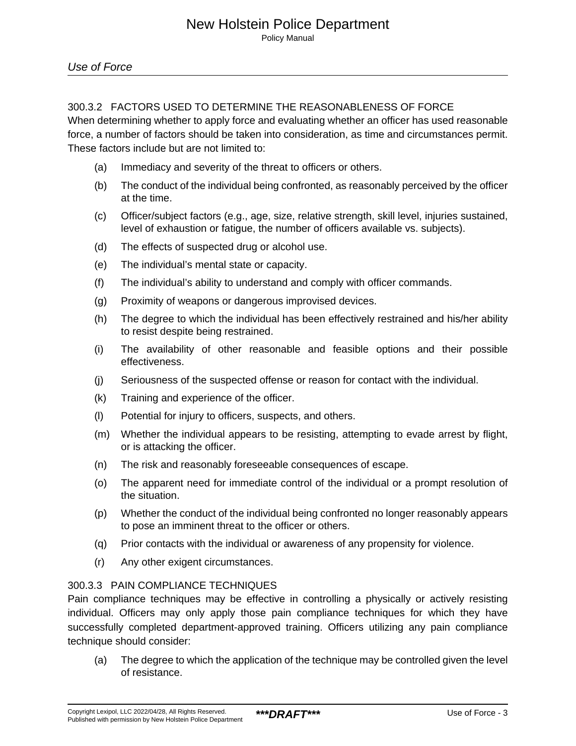### 300.3.2 FACTORS USED TO DETERMINE THE REASONABLENESS OF FORCE

When determining whether to apply force and evaluating whether an officer has used reasonable force, a number of factors should be taken into consideration, as time and circumstances permit. These factors include but are not limited to:

(a) Immediacy and severity of the threat to officers or others.

(b) The conduct of the individual being confronted, as reasonably perceived by the officer at the time.

(c) Officer/subject factors (e.g., age, size, relative strength, skill level, injuries sustained, level of exhaustion or fatigue, the number of officers available vs. subjects).

(d) The effects of suspected drug or alcohol use.

(e) The individual’s mental state or capacity.

(f) The individual’s ability to understand and comply with officer commands.

(g) Proximity of weapons or dangerous improvised devices.

(h) The degree to which the individual has been effectively restrained and his/her ability to resist despite being restrained.

(i) The availability of other reasonable and feasible options and their possible effectiveness.

(j) Seriousness of the suspected offense or reason for contact with the individual.

(k) Training and experience of the officer.

(l) Potential for injury to officers, suspects, and others.

(m) Whether the individual appears to be resisting, attempting to evade arrest by flight, or is attacking the officer.

(n) The risk and reasonably foreseeable consequences of escape.

(o) The apparent need for immediate control of the individual or a prompt resolution of the situation.

(p) Whether the conduct of the individual being confronted no longer reasonably appears to pose an imminent threat to the officer or others.

(q) Prior contacts with the individual or awareness of any propensity for violence.

(r) Any other exigent circumstances.

### 300.3.3 PAIN COMPLIANCE TECHNIQUES

Pain compliance techniques may be effective in controlling a physically or actively resisting individual. Officers may only apply those pain compliance techniques for which they have successfully completed department-approved training. Officers utilizing any pain compliance technique should consider:

(a) The degree to which the application of the technique may be controlled given the level of resistance.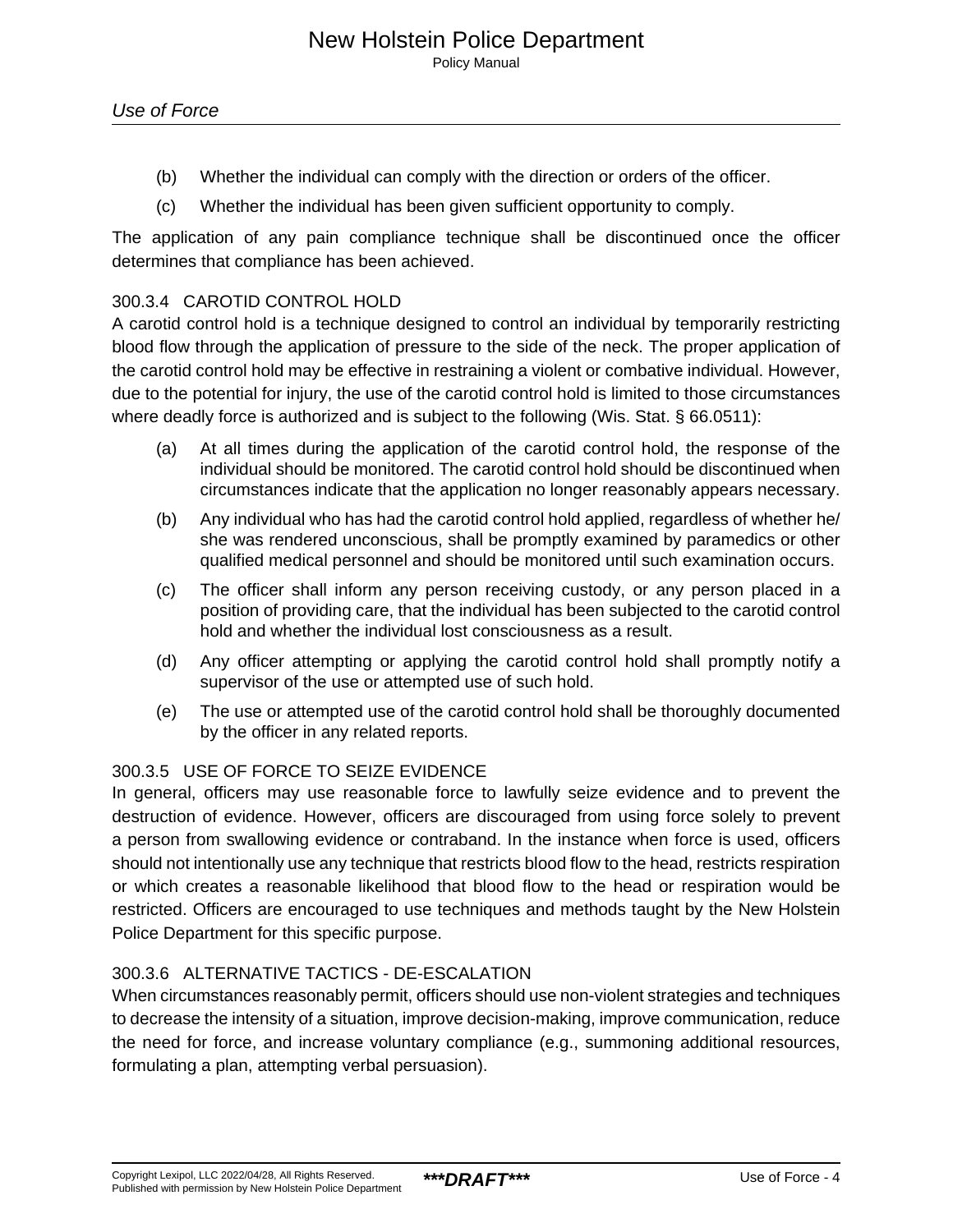(b) Whether the individual can comply with the direction or orders of the officer.

(c) Whether the individual has been given sufficient opportunity to comply.

The application of any pain compliance technique shall be discontinued once the officer determines that compliance has been achieved.

### 300.3.4 CAROTID CONTROL HOLD

A carotid control hold is a technique designed to control an individual by temporarily restricting blood flow through the application of pressure to the side of the neck. The proper application of the carotid control hold may be effective in restraining a violent or combative individual. However, due to the potential for injury, the use of the carotid control hold is limited to those circumstances where deadly force is authorized and is subject to the following (Wis. Stat. § 66.0511):

(a) At all times during the application of the carotid control hold, the response of the individual should be monitored. The carotid control hold should be discontinued when circumstances indicate that the application no longer reasonably appears necessary.

(b) Any individual who has had the carotid control hold applied, regardless of whether he/she was rendered unconscious, shall be promptly examined by paramedics or other qualified medical personnel and should be monitored until such examination occurs.

(c) The officer shall inform any person receiving custody, or any person placed in a position of providing care, that the individual has been subjected to the carotid control hold and whether the individual lost consciousness as a result.

(d) Any officer attempting or applying the carotid control hold shall promptly notify a supervisor of the use or attempted use of such hold.

(e) The use or attempted use of the carotid control hold shall be thoroughly documented by the officer in any related reports.

### 300.3.5 USE OF FORCE TO SEIZE EVIDENCE

In general, officers may use reasonable force to lawfully seize evidence and to prevent the destruction of evidence. However, officers are discouraged from using force solely to prevent a person from swallowing evidence or contraband. In the instance when force is used, officers should not intentionally use any technique that restricts blood flow to the head, restricts respiration or which creates a reasonable likelihood that blood flow to the head or respiration would be restricted. Officers are encouraged to use techniques and methods taught by the New Holstein Police Department for this specific purpose.

### 300.3.6 ALTERNATIVE TACTICS - DE-ESCALATION

When circumstances reasonably permit, officers should use non-violent strategies and techniques to decrease the intensity of a situation, improve decision-making, improve communication, reduce the need for force, and increase voluntary compliance (e.g., summoning additional resources, formulating a plan, attempting verbal persuasion).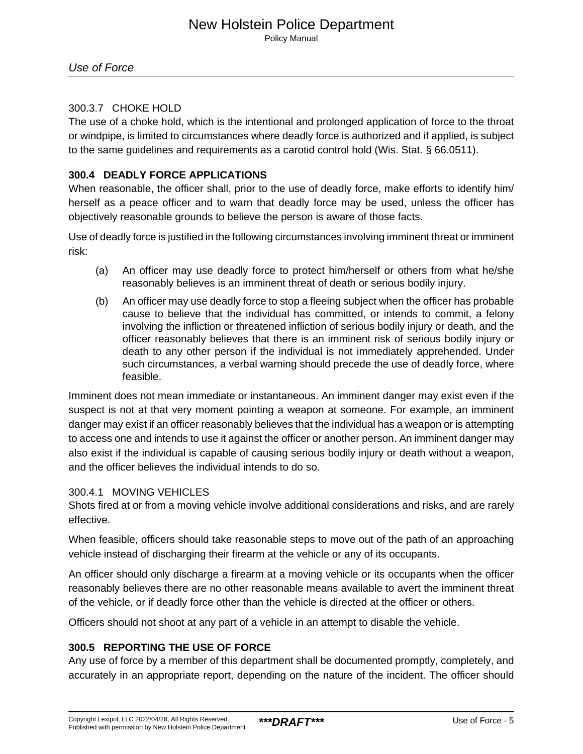#### 300.3.7 CHOKE HOLD

The use of a choke hold, which is the intentional and prolonged application of force to the throat or windpipe, is limited to circumstances where deadly force is authorized and if applied, is subject to the same guidelines and requirements as a carotid control hold (Wis. Stat. § 66.0511).

### 300.4 DEADLY FORCE APPLICATIONS

When reasonable, the officer shall, prior to the use of deadly force, make efforts to identify him/herself as a peace officer and to warn that deadly force may be used, unless the officer has objectively reasonable grounds to believe the person is aware of those facts.

Use of deadly force is justified in the following circumstances involving imminent threat or imminent risk:

(a) An officer may use deadly force to protect him/herself or others from what he/she reasonably believes is an imminent threat of death or serious bodily injury.

(b) An officer may use deadly force to stop a fleeing subject when the officer has probable cause to believe that the individual has committed, or intends to commit, a felony involving the infliction or threatened infliction of serious bodily injury or death, and the officer reasonably believes that there is an imminent risk of serious bodily injury or death to any other person if the individual is not immediately apprehended. Under such circumstances, a verbal warning should precede the use of deadly force, where feasible.

Imminent does not mean immediate or instantaneous. An imminent danger may exist even if the suspect is not at that very moment pointing a weapon at someone. For example, an imminent danger may exist if an officer reasonably believes that the individual has a weapon or is attempting to access one and intends to use it against the officer or another person. An imminent danger may also exist if the individual is capable of causing serious bodily injury or death without a weapon, and the officer believes the individual intends to do so.

#### 300.4.1 MOVING VEHICLES

Shots fired at or from a moving vehicle involve additional considerations and risks, and are rarely effective.

When feasible, officers should take reasonable steps to move out of the path of an approaching vehicle instead of discharging their firearm at the vehicle or any of its occupants.

An officer should only discharge a firearm at a moving vehicle or its occupants when the officer reasonably believes there are no other reasonable means available to avert the imminent threat of the vehicle, or if deadly force other than the vehicle is directed at the officer or others.

Officers should not shoot at any part of a vehicle in an attempt to disable the vehicle.

### 300.5 REPORTING THE USE OF FORCE

Any use of force by a member of this department shall be documented promptly, completely, and accurately in an appropriate report, depending on the nature of the incident. The officer should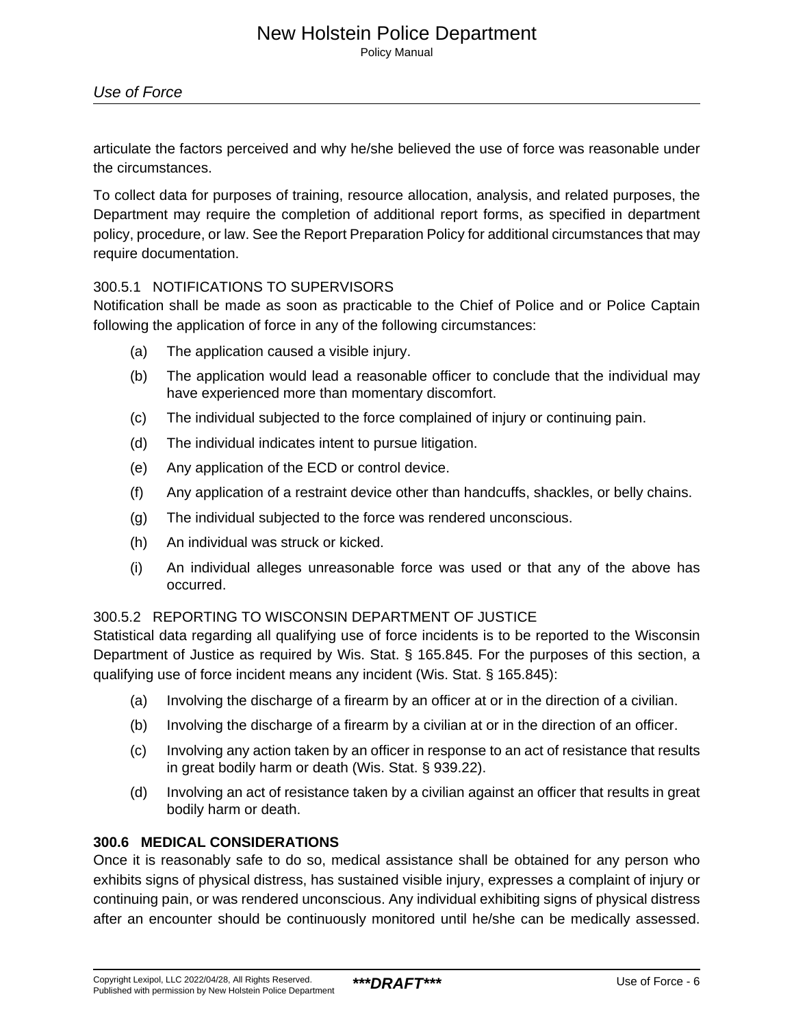articulate the factors perceived and why he/she believed the use of force was reasonable under the circumstances.

To collect data for purposes of training, resource allocation, analysis, and related purposes, the Department may require the completion of additional report forms, as specified in department policy, procedure, or law. See the Report Preparation Policy for additional circumstances that may require documentation.

### 300.5.1 NOTIFICATIONS TO SUPERVISORS

Notification shall be made as soon as practicable to the Chief of Police and or Police Captain following the application of force in any of the following circumstances:

(a) The application caused a visible injury.

(b) The application would lead a reasonable officer to conclude that the individual may have experienced more than momentary discomfort.

(c) The individual subjected to the force complained of injury or continuing pain.

(d) The individual indicates intent to pursue litigation.

(e) Any application of the ECD or control device.

(f) Any application of a restraint device other than handcuffs, shackles, or belly chains.

(g) The individual subjected to the force was rendered unconscious.

(h) An individual was struck or kicked.

(i) An individual alleges unreasonable force was used or that any of the above has occurred.

### 300.5.2 REPORTING TO WISCONSIN DEPARTMENT OF JUSTICE

Statistical data regarding all qualifying use of force incidents is to be reported to the Wisconsin Department of Justice as required by Wis. Stat. § 165.845. For the purposes of this section, a qualifying use of force incident means any incident (Wis. Stat. § 165.845):

(a) Involving the discharge of a firearm by an officer at or in the direction of a civilian.

(b) Involving the discharge of a firearm by a civilian at or in the direction of an officer.

(c) Involving any action taken by an officer in response to an act of resistance that results in great bodily harm or death (Wis. Stat. § 939.22).

(d) Involving an act of resistance taken by a civilian against an officer that results in great bodily harm or death.

## 300.6 MEDICAL CONSIDERATIONS

Once it is reasonably safe to do so, medical assistance shall be obtained for any person who exhibits signs of physical distress, has sustained visible injury, expresses a complaint of injury or continuing pain, or was rendered unconscious. Any individual exhibiting signs of physical distress after an encounter should be continuously monitored until he/she can be medically assessed.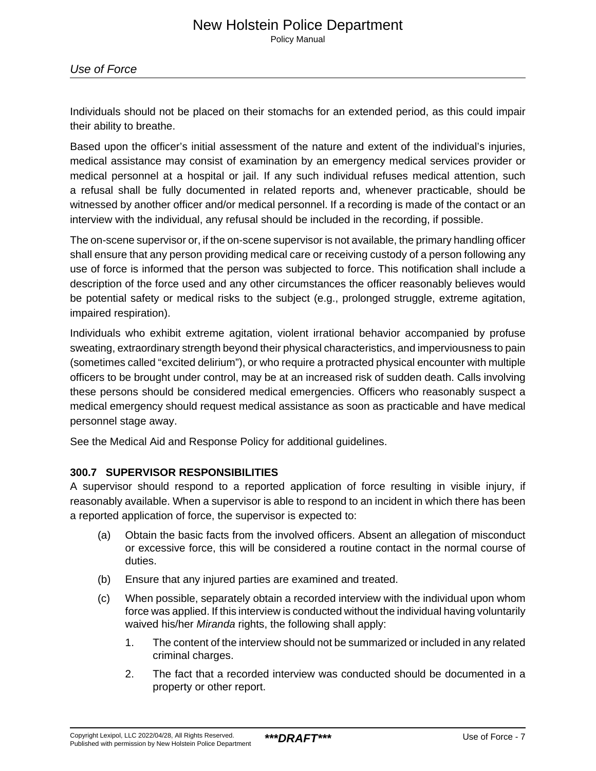Individuals should not be placed on their stomachs for an extended period, as this could impair their ability to breathe.

Based upon the officer's initial assessment of the nature and extent of the individual's injuries, medical assistance may consist of examination by an emergency medical services provider or medical personnel at a hospital or jail. If any such individual refuses medical attention, such a refusal shall be fully documented in related reports and, whenever practicable, should be witnessed by another officer and/or medical personnel. If a recording is made of the contact or an interview with the individual, any refusal should be included in the recording, if possible.

The on-scene supervisor or, if the on-scene supervisor is not available, the primary handling officer shall ensure that any person providing medical care or receiving custody of a person following any use of force is informed that the person was subjected to force. This notification shall include a description of the force used and any other circumstances the officer reasonably believes would be potential safety or medical risks to the subject (e.g., prolonged struggle, extreme agitation, impaired respiration).

Individuals who exhibit extreme agitation, violent irrational behavior accompanied by profuse sweating, extraordinary strength beyond their physical characteristics, and imperviousness to pain (sometimes called "excited delirium"), or who require a protracted physical encounter with multiple officers to be brought under control, may be at an increased risk of sudden death. Calls involving these persons should be considered medical emergencies. Officers who reasonably suspect a medical emergency should request medical assistance as soon as practicable and have medical personnel stage away.

See the Medical Aid and Response Policy for additional guidelines.

### 300.7 SUPERVISOR RESPONSIBILITIES

A supervisor should respond to a reported application of force resulting in visible injury, if reasonably available. When a supervisor is able to respond to an incident in which there has been a reported application of force, the supervisor is expected to:

(a) Obtain the basic facts from the involved officers. Absent an allegation of misconduct or excessive force, this will be considered a routine contact in the normal course of duties.

(b) Ensure that any injured parties are examined and treated.

(c) When possible, separately obtain a recorded interview with the individual upon whom force was applied. If this interview is conducted without the individual having voluntarily waived his/her *Miranda* rights, the following shall apply:

1. The content of the interview should not be summarized or included in any related criminal charges.
2. The fact that a recorded interview was conducted should be documented in a property or other report.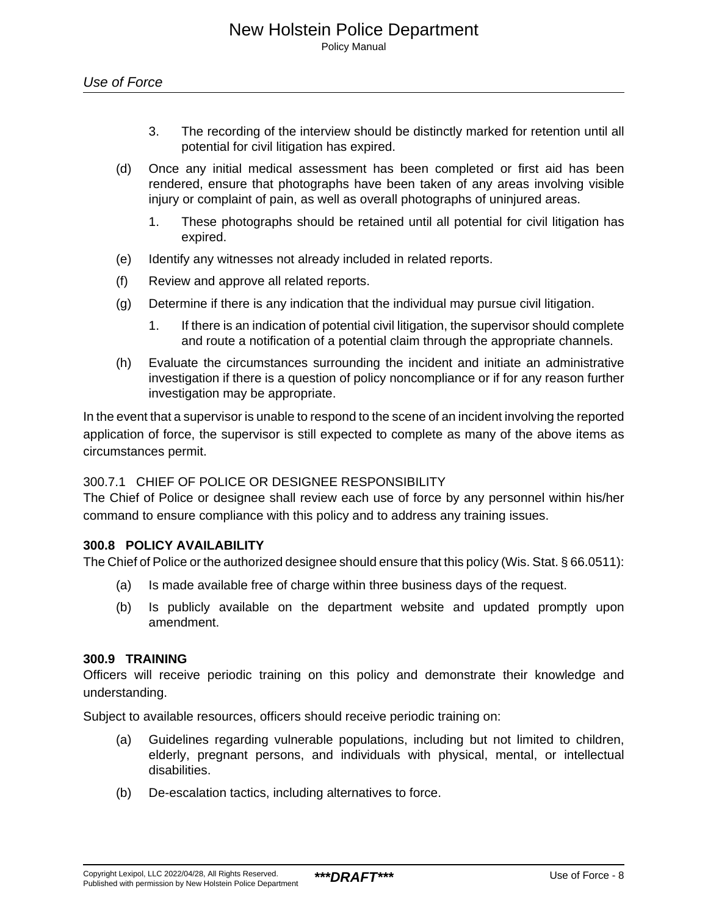3. The recording of the interview should be distinctly marked for retention until all potential for civil litigation has expired.

(d) Once any initial medical assessment has been completed or first aid has been rendered, ensure that photographs have been taken of any areas involving visible injury or complaint of pain, as well as overall photographs of uninjured areas.

1. These photographs should be retained until all potential for civil litigation has expired.

(e) Identify any witnesses not already included in related reports.

(f) Review and approve all related reports.

(g) Determine if there is any indication that the individual may pursue civil litigation.

1. If there is an indication of potential civil litigation, the supervisor should complete and route a notification of a potential claim through the appropriate channels.

(h) Evaluate the circumstances surrounding the incident and initiate an administrative investigation if there is a question of policy noncompliance or if for any reason further investigation may be appropriate.

In the event that a supervisor is unable to respond to the scene of an incident involving the reported application of force, the supervisor is still expected to complete as many of the above items as circumstances permit.

### 300.7.1 CHIEF OF POLICE OR DESIGNEE RESPONSIBILITY

The Chief of Police or designee shall review each use of force by any personnel within his/her command to ensure compliance with this policy and to address any training issues.

## 300.8 POLICY AVAILABILITY

The Chief of Police or the authorized designee should ensure that this policy (Wis. Stat. § 66.0511):

(a) Is made available free of charge within three business days of the request.

(b) Is publicly available on the department website and updated promptly upon amendment.

## 300.9 TRAINING

Officers will receive periodic training on this policy and demonstrate their knowledge and understanding.

Subject to available resources, officers should receive periodic training on:

(a) Guidelines regarding vulnerable populations, including but not limited to children, elderly, pregnant persons, and individuals with physical, mental, or intellectual disabilities.

(b) De-escalation tactics, including alternatives to force.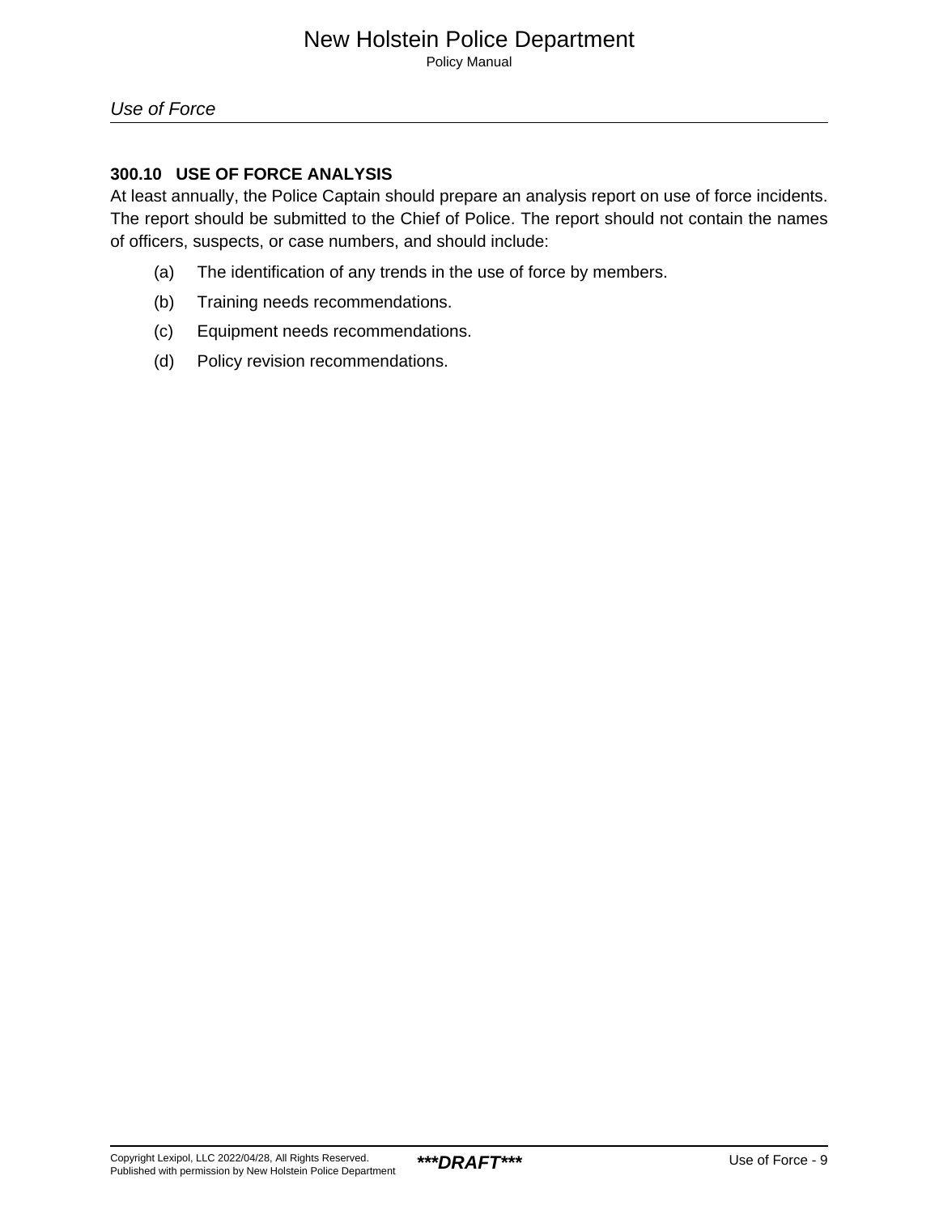## 300.10 USE OF FORCE ANALYSIS

At least annually, the Police Captain should prepare an analysis report on use of force incidents. The report should be submitted to the Chief of Police. The report should not contain the names of officers, suspects, or case numbers, and should include:

(a) The identification of any trends in the use of force by members.

(b) Training needs recommendations.

(c) Equipment needs recommendations.

(d) Policy revision recommendations.